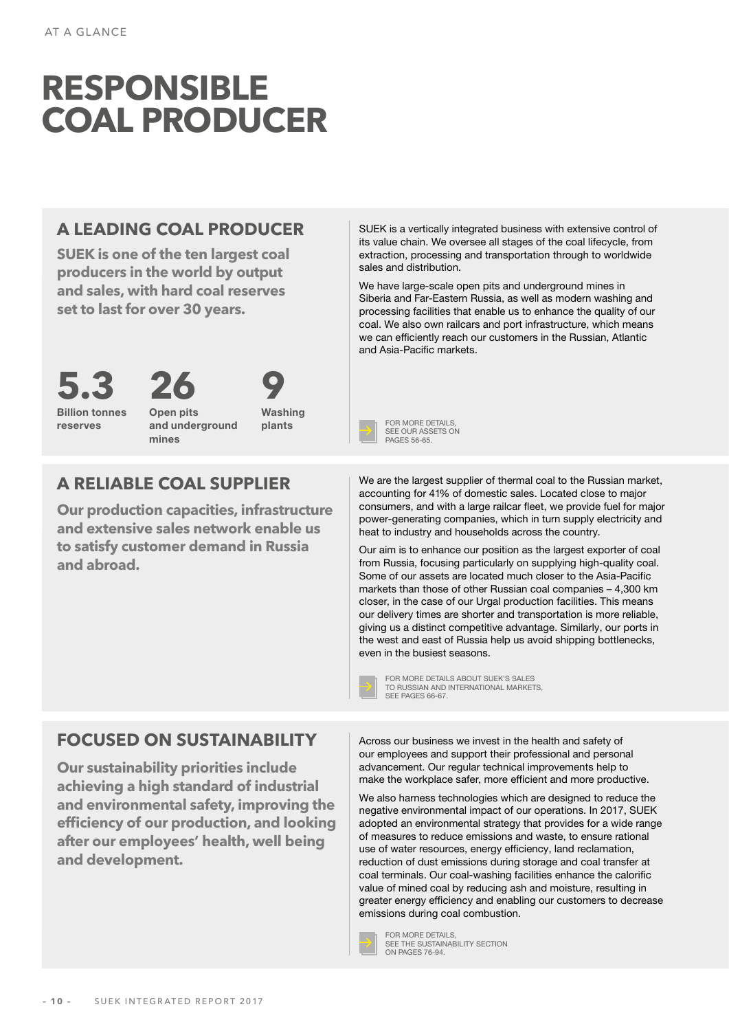# RESPONSIBLE COAL PRODUCER

## A LEADING COAL PRODUCER

**SUEK is one of the ten largest coal producers in the world by output and sales, with hard coal reserves set to last for over 30 years.**

**5.3** Billion tonnes reserves

**26** Open pits and underground mines

**9** Washing plants

SUEK is a vertically integrated business with extensive control of its value chain. We oversee all stages of the coal lifecycle, from extraction, processing and transportation through to worldwide sales and distribution.

We have large-scale open pits and underground mines in Siberia and Far-Eastern Russia, as well as modern washing and processing facilities that enable us to enhance the quality of our coal. We also own railcars and port infrastructure, which means we can efficiently reach our customers in the Russian, Atlantic and Asia-Pacific markets.

FOR MORE DETAILS, SEE OUR ASSETS ON PAGES 56-65.

## A RELIABLE COAL SUPPLIER

**Our production capacities, infrastructure and extensive sales network enable us to satisfy customer demand in Russia and abroad.**

We are the largest supplier of thermal coal to the Russian market, accounting for 41% of domestic sales. Located close to major consumers, and with a large railcar fleet, we provide fuel for major power-generating companies, which in turn supply electricity and heat to industry and households across the country.

Our aim is to enhance our position as the largest exporter of coal from Russia, focusing particularly on supplying high-quality coal. Some of our assets are located much closer to the Asia-Pacific markets than those of other Russian coal companies – 4,300 km closer, in the case of our Urgal production facilities. This means our delivery times are shorter and transportation is more reliable, giving us a distinct competitive advantage. Similarly, our ports in the west and east of Russia help us avoid shipping bottlenecks, even in the busiest seasons.

FOR MORE DETAILS ABOUT SUEK'S SALES TO RUSSIAN AND INTERNATIONAL MARKETS, SEE PAGES 66-67.

## FOCUSED ON SUSTAINABILITY

**Our sustainability priorities include achieving a high standard of industrial and environmental safety, improving the efficiency of our production, and looking after our employees' health, well being and development.**

Across our business we invest in the health and safety of our employees and support their professional and personal advancement. Our regular technical improvements help to make the workplace safer, more efficient and more productive.

We also harness technologies which are designed to reduce the negative environmental impact of our operations. In 2017, SUEK adopted an environmental strategy that provides for a wide range of measures to reduce emissions and waste, to ensure rational use of water resources, energy efficiency, land reclamation, reduction of dust emissions during storage and coal transfer at coal terminals. Our coal-washing facilities enhance the calorific value of mined coal by reducing ash and moisture, resulting in greater energy efficiency and enabling our customers to decrease emissions during coal combustion.

FOR MORE DETAILS, SEE THE SUSTAINABILITY SECTION ON PAGES 76-94.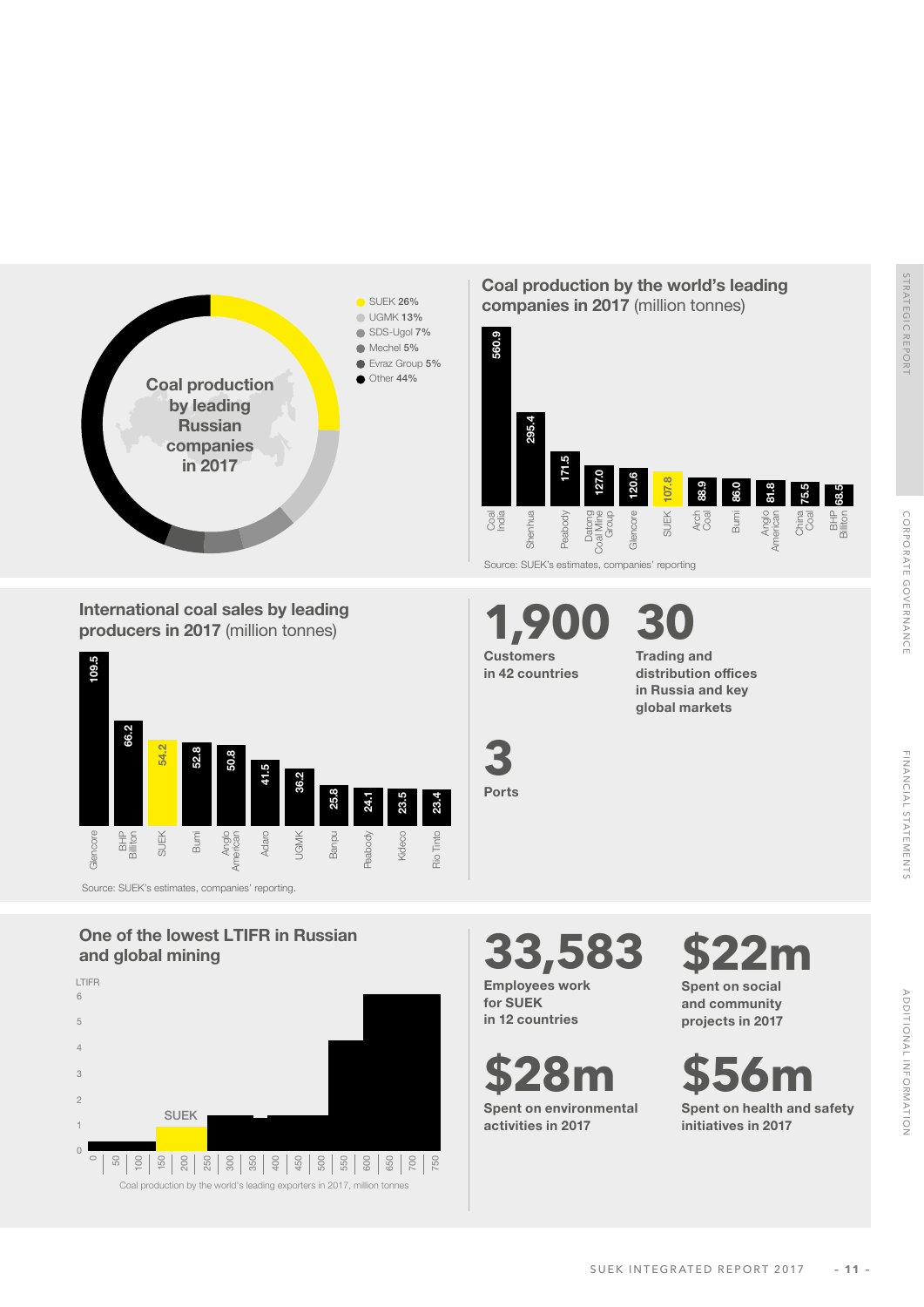Coal production by leading Russian companies in 2017

SUEK 26%
UGMK 13%
SDS-Ugol 7%
Mechel 5%
Evraz Group 5%
Other 44%

## Coal production by the world's leading companies in 2017 (million tonnes)

560.9
295.4
171.5
127.0
120.6
107.8
88.9
86.0
81.8
75.5
68.5

Coal India, Shenhua, Peabody, Datong Coal Mine Group, Glencore, SUEK, Arch Coal, Bumi, Anglo American, China Coal, BHP Billiton

Source: SUEK's estimates, companies' reporting

## International coal sales by leading producers in 2017 (million tonnes)

109.5
66.2
54.2
52.8
50.8
41.5
36.2
25.8
24.1
23.5
23.4

Glencore, BHP Billiton, SUEK, Bumi, Anglo American, Adaro, UGMK, Banpu, Peabody, Kideco, Rio Tinto

Source: SUEK's estimates, companies' reporting.

**1,900**
Customers in 42 countries

**30**
Trading and distribution offices in Russia and key global markets

**3**
Ports

## One of the lowest LTIFR in Russian and global mining

LTIFR
0
1
2
3
4
5
6

SUEK

0, 50, 100, 150, 200, 250, 300, 350, 400, 450, 500, 550, 600, 650, 700, 750

Coal production by the world's leading exporters in 2017, million tonnes

**33,583**
Employees work for SUEK in 12 countries

**$22m**
Spent on social and community projects in 2017

**$28m**
Spent on environmental activities in 2017

**$56m**
Spent on health and safety initiatives in 2017